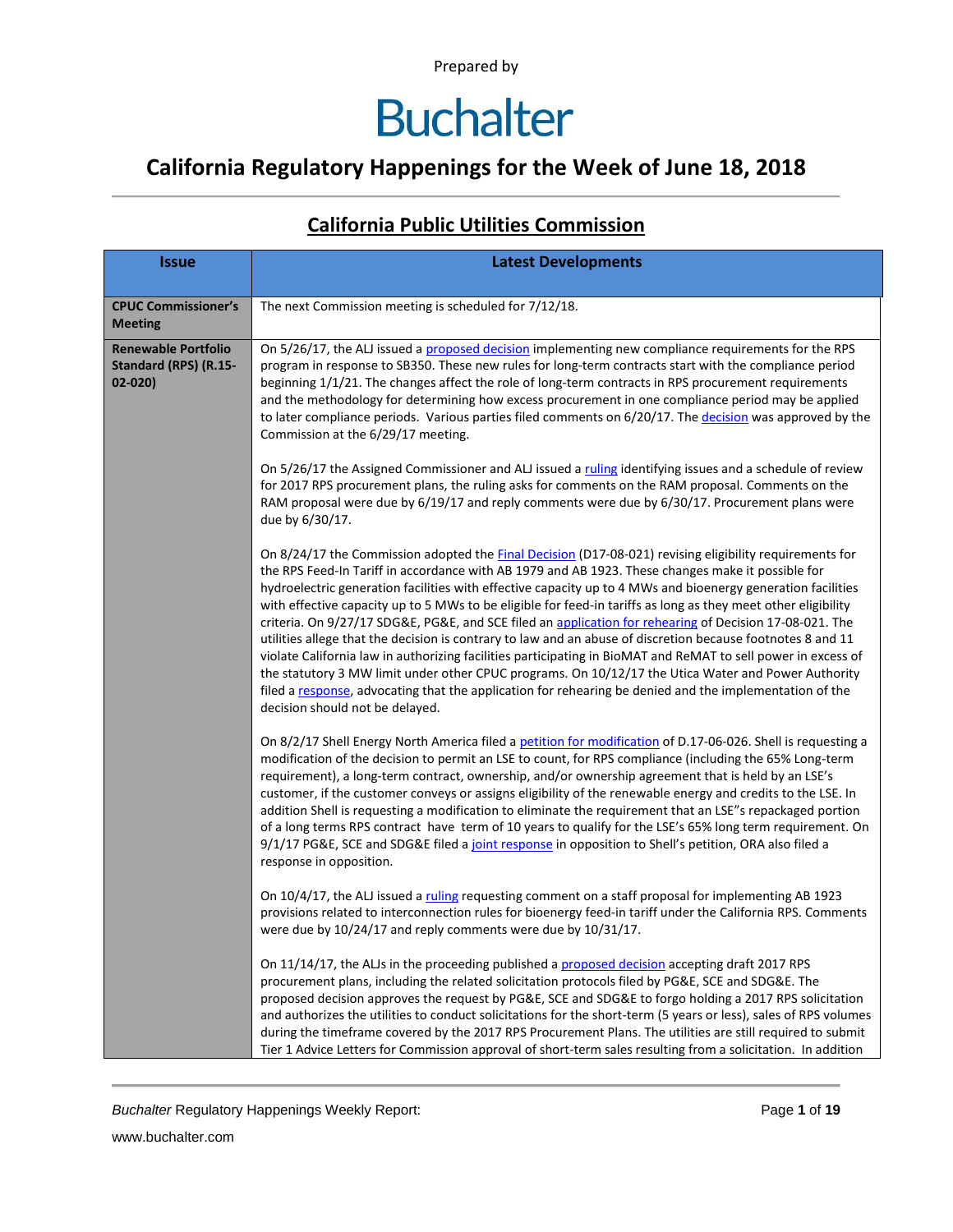Prepared by

# Buchalter

## California Regulatory Happenings for the Week of June 18, 2018

### California Public Utilities Commission

| Issue | Latest Developments |
|---|---|
| **CPUC Commissioner's Meeting** | The next Commission meeting is scheduled for 7/12/18. |
| **Renewable Portfolio Standard (RPS) (R.15-02-020)** | On 5/26/17, the ALJ issued a proposed decision implementing new compliance requirements for the RPS program in response to SB350. These new rules for long-term contracts start with the compliance period beginning 1/1/21. The changes affect the role of long-term contracts in RPS procurement requirements and the methodology for determining how excess procurement in one compliance period may be applied to later compliance periods. Various parties filed comments on 6/20/17. The decision was approved by the Commission at the 6/29/17 meeting.<br><br>On 5/26/17 the Assigned Commissioner and ALJ issued a ruling identifying issues and a schedule of review for 2017 RPS procurement plans, the ruling asks for comments on the RAM proposal. Comments on the RAM proposal were due by 6/19/17 and reply comments were due by 6/30/17. Procurement plans were due by 6/30/17.<br><br>On 8/24/17 the Commission adopted the Final Decision (D17-08-021) revising eligibility requirements for the RPS Feed-In Tariff in accordance with AB 1979 and AB 1923. These changes make it possible for hydroelectric generation facilities with effective capacity up to 4 MWs and bioenergy generation facilities with effective capacity up to 5 MWs to be eligible for feed-in tariffs as long as they meet other eligibility criteria. On 9/27/17 SDG&E, PG&E, and SCE filed an application for rehearing of Decision 17-08-021. The utilities allege that the decision is contrary to law and an abuse of discretion because footnotes 8 and 11 violate California law in authorizing facilities participating in BioMAT and ReMAT to sell power in excess of the statutory 3 MW limit under other CPUC programs. On 10/12/17 the Utica Water and Power Authority filed a response, advocating that the application for rehearing be denied and the implementation of the decision should not be delayed.<br><br>On 8/2/17 Shell Energy North America filed a petition for modification of D.17-06-026. Shell is requesting a modification of the decision to permit an LSE to count, for RPS compliance (including the 65% Long-term requirement), a long-term contract, ownership, and/or ownership agreement that is held by an LSE's customer, if the customer conveys or assigns eligibility of the renewable energy and credits to the LSE. In addition Shell is requesting a modification to eliminate the requirement that an LSE"s repackaged portion of a long terms RPS contract have term of 10 years to qualify for the LSE's 65% long term requirement. On 9/1/17 PG&E, SCE and SDG&E filed a joint response in opposition to Shell's petition, ORA also filed a response in opposition.<br><br>On 10/4/17, the ALJ issued a ruling requesting comment on a staff proposal for implementing AB 1923 provisions related to interconnection rules for bioenergy feed-in tariff under the California RPS. Comments were due by 10/24/17 and reply comments were due by 10/31/17.<br><br>On 11/14/17, the ALJs in the proceeding published a proposed decision accepting draft 2017 RPS procurement plans, including the related solicitation protocols filed by PG&E, SCE and SDG&E. The proposed decision approves the request by PG&E, SCE and SDG&E to forgo holding a 2017 RPS solicitation and authorizes the utilities to conduct solicitations for the short-term (5 years or less), sales of RPS volumes during the timeframe covered by the 2017 RPS Procurement Plans. The utilities are still required to submit Tier 1 Advice Letters for Commission approval of short-term sales resulting from a solicitation. In addition |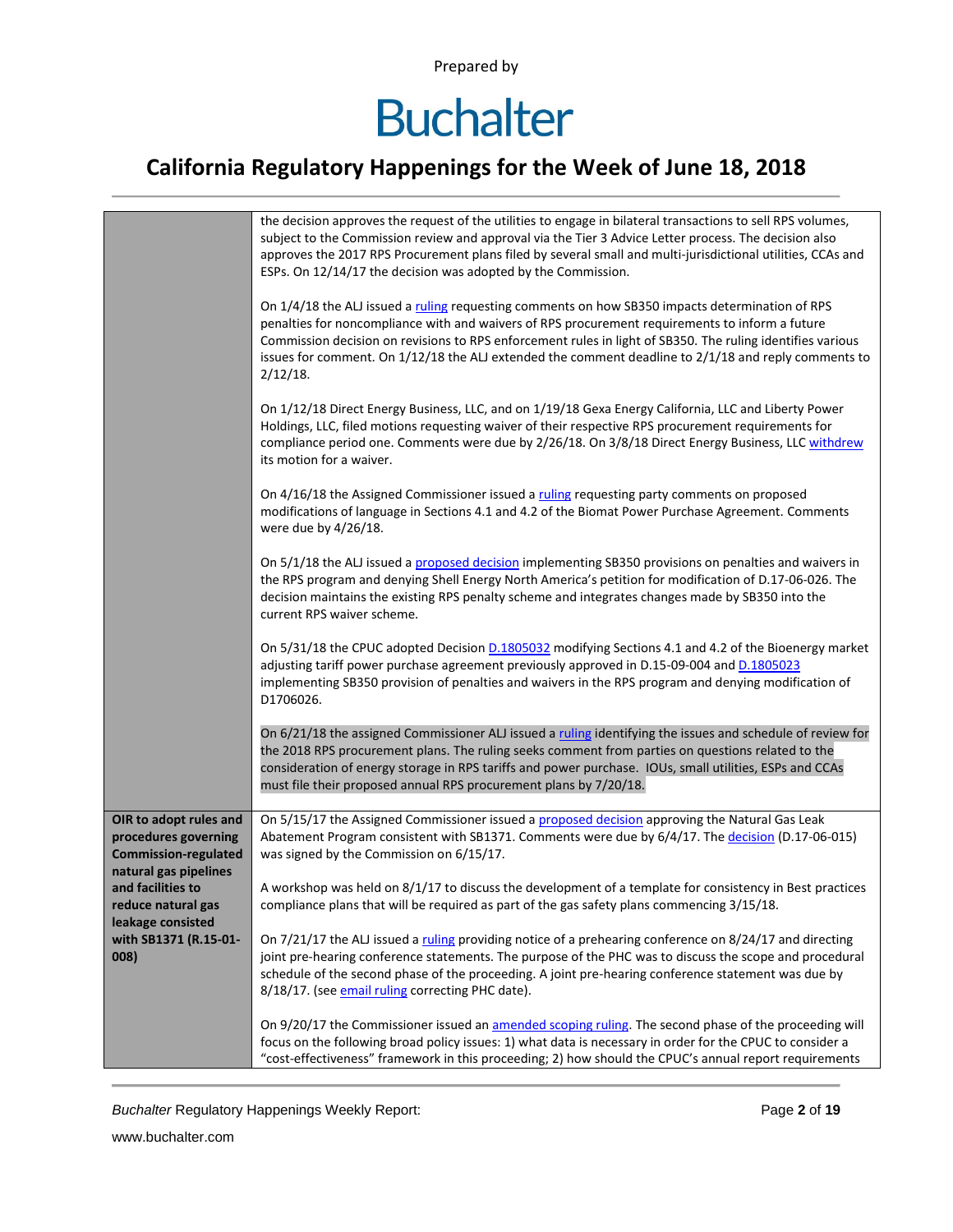| | |
|---|---|
| | the decision approves the request of the utilities to engage in bilateral transactions to sell RPS volumes, subject to the Commission review and approval via the Tier 3 Advice Letter process. The decision also approves the 2017 RPS Procurement plans filed by several small and multi-jurisdictional utilities, CCAs and ESPs. On 12/14/17 the decision was adopted by the Commission.<br><br>On 1/4/18 the ALJ issued a ruling requesting comments on how SB350 impacts determination of RPS penalties for noncompliance with and waivers of RPS procurement requirements to inform a future Commission decision on revisions to RPS enforcement rules in light of SB350. The ruling identifies various issues for comment. On 1/12/18 the ALJ extended the comment deadline to 2/1/18 and reply comments to 2/12/18.<br><br>On 1/12/18 Direct Energy Business, LLC, and on 1/19/18 Gexa Energy California, LLC and Liberty Power Holdings, LLC, filed motions requesting waiver of their respective RPS procurement requirements for compliance period one. Comments were due by 2/26/18. On 3/8/18 Direct Energy Business, LLC withdrew its motion for a waiver.<br><br>On 4/16/18 the Assigned Commissioner issued a ruling requesting party comments on proposed modifications of language in Sections 4.1 and 4.2 of the Biomat Power Purchase Agreement. Comments were due by 4/26/18.<br><br>On 5/1/18 the ALJ issued a proposed decision implementing SB350 provisions on penalties and waivers in the RPS program and denying Shell Energy North America's petition for modification of D.17-06-026. The decision maintains the existing RPS penalty scheme and integrates changes made by SB350 into the current RPS waiver scheme.<br><br>On 5/31/18 the CPUC adopted Decision D.1805032 modifying Sections 4.1 and 4.2 of the Bioenergy market adjusting tariff power purchase agreement previously approved in D.15-09-004 and D.1805023 implementing SB350 provision of penalties and waivers in the RPS program and denying modification of D1706026.<br><br>On 6/21/18 the assigned Commissioner ALJ issued a ruling identifying the issues and schedule of review for the 2018 RPS procurement plans. The ruling seeks comment from parties on questions related to the consideration of energy storage in RPS tariffs and power purchase. IOUs, small utilities, ESPs and CCAs must file their proposed annual RPS procurement plans by 7/20/18. |
| **OIR to adopt rules and procedures governing Commission-regulated natural gas pipelines and facilities to reduce natural gas leakage consisted with SB1371 (R.15-01-008)** | On 5/15/17 the Assigned Commissioner issued a proposed decision approving the Natural Gas Leak Abatement Program consistent with SB1371. Comments were due by 6/4/17. The decision (D.17-06-015) was signed by the Commission on 6/15/17.<br><br>A workshop was held on 8/1/17 to discuss the development of a template for consistency in Best practices compliance plans that will be required as part of the gas safety plans commencing 3/15/18.<br><br>On 7/21/17 the ALJ issued a ruling providing notice of a prehearing conference on 8/24/17 and directing joint pre-hearing conference statements. The purpose of the PHC was to discuss the scope and procedural schedule of the second phase of the proceeding. A joint pre-hearing conference statement was due by 8/18/17. (see email ruling correcting PHC date).<br><br>On 9/20/17 the Commissioner issued an amended scoping ruling. The second phase of the proceeding will focus on the following broad policy issues: 1) what data is necessary in order for the CPUC to consider a "cost-effectiveness" framework in this proceeding; 2) how should the CPUC's annual report requirements |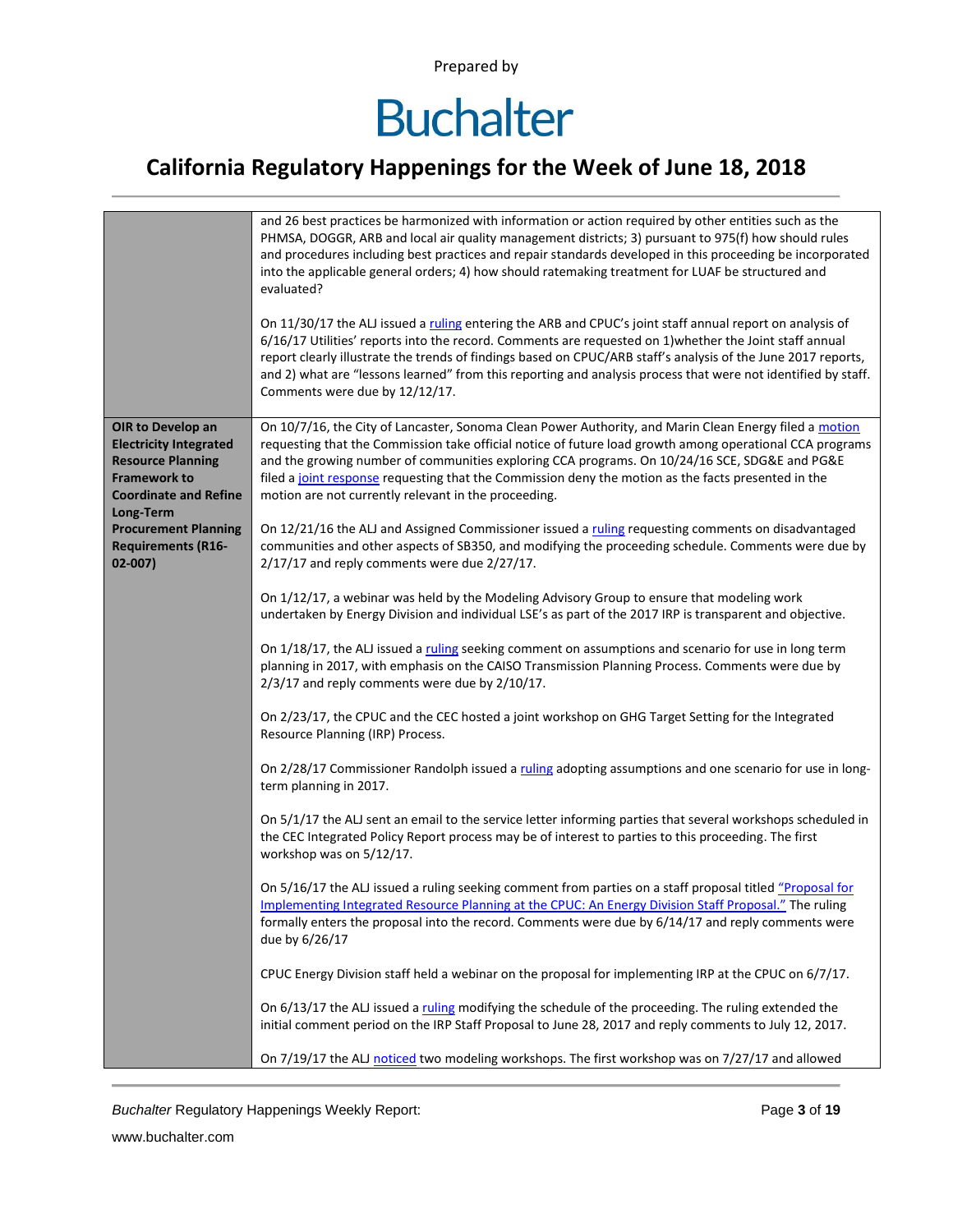| | |
|---|---|
| | and 26 best practices be harmonized with information or action required by other entities such as the PHMSA, DOGGR, ARB and local air quality management districts; 3) pursuant to 975(f) how should rules and procedures including best practices and repair standards developed in this proceeding be incorporated into the applicable general orders; 4) how should ratemaking treatment for LUAF be structured and evaluated?<br><br>On 11/30/17 the ALJ issued a ruling entering the ARB and CPUC's joint staff annual report on analysis of 6/16/17 Utilities' reports into the record. Comments are requested on 1)whether the Joint staff annual report clearly illustrate the trends of findings based on CPUC/ARB staff's analysis of the June 2017 reports, and 2) what are "lessons learned" from this reporting and analysis process that were not identified by staff. Comments were due by 12/12/17. |
| **OIR to Develop an Electricity Integrated Resource Planning Framework to Coordinate and Refine Long-Term Procurement Planning Requirements (R16-02-007)** | On 10/7/16, the City of Lancaster, Sonoma Clean Power Authority, and Marin Clean Energy filed a motion requesting that the Commission take official notice of future load growth among operational CCA programs and the growing number of communities exploring CCA programs. On 10/24/16 SCE, SDG&E and PG&E filed a joint response requesting that the Commission deny the motion as the facts presented in the motion are not currently relevant in the proceeding.<br><br>On 12/21/16 the ALJ and Assigned Commissioner issued a ruling requesting comments on disadvantaged communities and other aspects of SB350, and modifying the proceeding schedule. Comments were due by 2/17/17 and reply comments were due 2/27/17.<br><br>On 1/12/17, a webinar was held by the Modeling Advisory Group to ensure that modeling work undertaken by Energy Division and individual LSE's as part of the 2017 IRP is transparent and objective.<br><br>On 1/18/17, the ALJ issued a ruling seeking comment on assumptions and scenario for use in long term planning in 2017, with emphasis on the CAISO Transmission Planning Process. Comments were due by 2/3/17 and reply comments were due by 2/10/17.<br><br>On 2/23/17, the CPUC and the CEC hosted a joint workshop on GHG Target Setting for the Integrated Resource Planning (IRP) Process.<br><br>On 2/28/17 Commissioner Randolph issued a ruling adopting assumptions and one scenario for use in long-term planning in 2017.<br><br>On 5/1/17 the ALJ sent an email to the service letter informing parties that several workshops scheduled in the CEC Integrated Policy Report process may be of interest to parties to this proceeding. The first workshop was on 5/12/17.<br><br>On 5/16/17 the ALJ issued a ruling seeking comment from parties on a staff proposal titled "Proposal for Implementing Integrated Resource Planning at the CPUC: An Energy Division Staff Proposal." The ruling formally enters the proposal into the record. Comments were due by 6/14/17 and reply comments were due by 6/26/17<br><br>CPUC Energy Division staff held a webinar on the proposal for implementing IRP at the CPUC on 6/7/17.<br><br>On 6/13/17 the ALJ issued a ruling modifying the schedule of the proceeding. The ruling extended the initial comment period on the IRP Staff Proposal to June 28, 2017 and reply comments to July 12, 2017.<br><br>On 7/19/17 the ALJ noticed two modeling workshops. The first workshop was on 7/27/17 and allowed |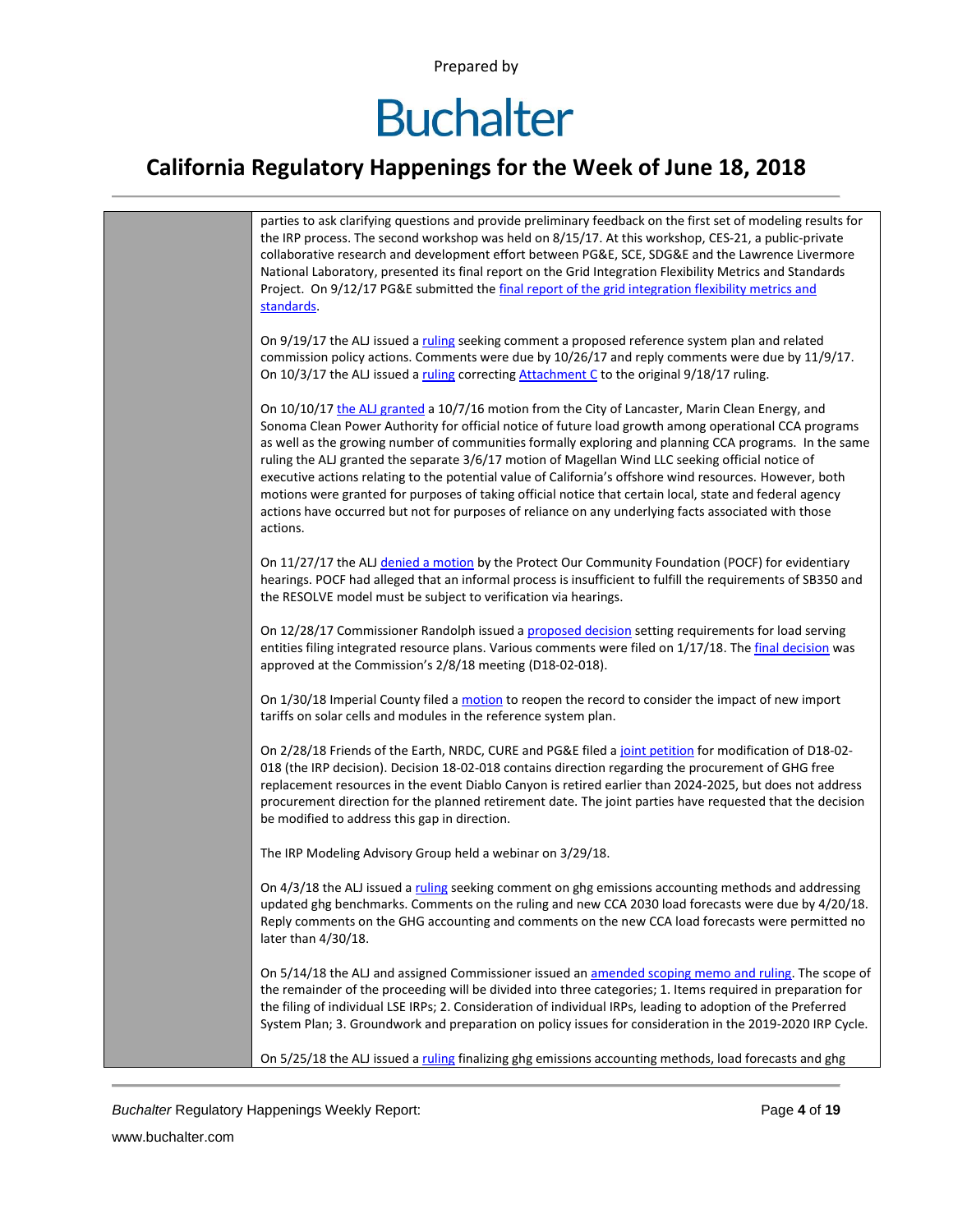parties to ask clarifying questions and provide preliminary feedback on the first set of modeling results for the IRP process. The second workshop was held on 8/15/17. At this workshop, CES-21, a public-private collaborative research and development effort between PG&E, SCE, SDG&E and the Lawrence Livermore National Laboratory, presented its final report on the Grid Integration Flexibility Metrics and Standards Project. On 9/12/17 PG&E submitted the final report of the grid integration flexibility metrics and standards.

On 9/19/17 the ALJ issued a ruling seeking comment a proposed reference system plan and related commission policy actions. Comments were due by 10/26/17 and reply comments were due by 11/9/17. On 10/3/17 the ALJ issued a ruling correcting Attachment C to the original 9/18/17 ruling.

On 10/10/17 the ALJ granted a 10/7/16 motion from the City of Lancaster, Marin Clean Energy, and Sonoma Clean Power Authority for official notice of future load growth among operational CCA programs as well as the growing number of communities formally exploring and planning CCA programs. In the same ruling the ALJ granted the separate 3/6/17 motion of Magellan Wind LLC seeking official notice of executive actions relating to the potential value of California's offshore wind resources. However, both motions were granted for purposes of taking official notice that certain local, state and federal agency actions have occurred but not for purposes of reliance on any underlying facts associated with those actions.

On 11/27/17 the ALJ denied a motion by the Protect Our Community Foundation (POCF) for evidentiary hearings. POCF had alleged that an informal process is insufficient to fulfill the requirements of SB350 and the RESOLVE model must be subject to verification via hearings.

On 12/28/17 Commissioner Randolph issued a proposed decision setting requirements for load serving entities filing integrated resource plans. Various comments were filed on 1/17/18. The final decision was approved at the Commission's 2/8/18 meeting (D18-02-018).

On 1/30/18 Imperial County filed a motion to reopen the record to consider the impact of new import tariffs on solar cells and modules in the reference system plan.

On 2/28/18 Friends of the Earth, NRDC, CURE and PG&E filed a joint petition for modification of D18-02-018 (the IRP decision). Decision 18-02-018 contains direction regarding the procurement of GHG free replacement resources in the event Diablo Canyon is retired earlier than 2024-2025, but does not address procurement direction for the planned retirement date. The joint parties have requested that the decision be modified to address this gap in direction.

The IRP Modeling Advisory Group held a webinar on 3/29/18.

On 4/3/18 the ALJ issued a ruling seeking comment on ghg emissions accounting methods and addressing updated ghg benchmarks. Comments on the ruling and new CCA 2030 load forecasts were due by 4/20/18. Reply comments on the GHG accounting and comments on the new CCA load forecasts were permitted no later than 4/30/18.

On 5/14/18 the ALJ and assigned Commissioner issued an amended scoping memo and ruling. The scope of the remainder of the proceeding will be divided into three categories; 1. Items required in preparation for the filing of individual LSE IRPs; 2. Consideration of individual IRPs, leading to adoption of the Preferred System Plan; 3. Groundwork and preparation on policy issues for consideration in the 2019-2020 IRP Cycle.

On 5/25/18 the ALJ issued a ruling finalizing ghg emissions accounting methods, load forecasts and ghg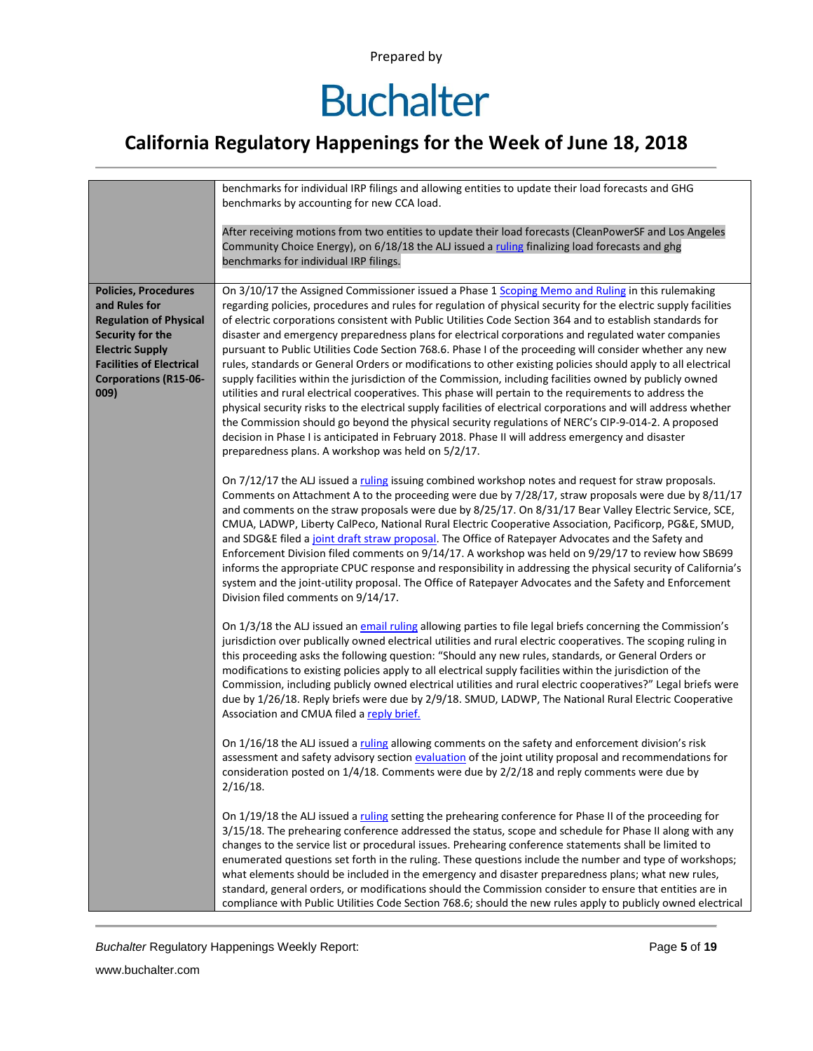| | |
|---|---|
| | benchmarks for individual IRP filings and allowing entities to update their load forecasts and GHG benchmarks by accounting for new CCA load.<br><br>After receiving motions from two entities to update their load forecasts (CleanPowerSF and Los Angeles Community Choice Energy), on 6/18/18 the ALJ issued a ruling finalizing load forecasts and ghg benchmarks for individual IRP filings. |
| **Policies, Procedures and Rules for Regulation of Physical Security for the Electric Supply Facilities of Electrical Corporations (R15-06-009)** | On 3/10/17 the Assigned Commissioner issued a Phase 1 Scoping Memo and Ruling in this rulemaking regarding policies, procedures and rules for regulation of physical security for the electric supply facilities of electric corporations consistent with Public Utilities Code Section 364 and to establish standards for disaster and emergency preparedness plans for electrical corporations and regulated water companies pursuant to Public Utilities Code Section 768.6. Phase I of the proceeding will consider whether any new rules, standards or General Orders or modifications to other existing policies should apply to all electrical supply facilities within the jurisdiction of the Commission, including facilities owned by publicly owned utilities and rural electrical cooperatives. This phase will pertain to the requirements to address the physical security risks to the electrical supply facilities of electrical corporations and will address whether the Commission should go beyond the physical security regulations of NERC's CIP-9-014-2. A proposed decision in Phase I is anticipated in February 2018. Phase II will address emergency and disaster preparedness plans. A workshop was held on 5/2/17.<br><br>On 7/12/17 the ALJ issued a ruling issuing combined workshop notes and request for straw proposals. Comments on Attachment A to the proceeding were due by 7/28/17, straw proposals were due by 8/11/17 and comments on the straw proposals were due by 8/25/17. On 8/31/17 Bear Valley Electric Service, SCE, CMUA, LADWP, Liberty CalPeco, National Rural Electric Cooperative Association, Pacificorp, PG&E, SMUD, and SDG&E filed a joint draft straw proposal. The Office of Ratepayer Advocates and the Safety and Enforcement Division filed comments on 9/14/17. A workshop was held on 9/29/17 to review how SB699 informs the appropriate CPUC response and responsibility in addressing the physical security of California's system and the joint-utility proposal. The Office of Ratepayer Advocates and the Safety and Enforcement Division filed comments on 9/14/17.<br><br>On 1/3/18 the ALJ issued an email ruling allowing parties to file legal briefs concerning the Commission's jurisdiction over publically owned electrical utilities and rural electric cooperatives. The scoping ruling in this proceeding asks the following question: "Should any new rules, standards, or General Orders or modifications to existing policies apply to all electrical supply facilities within the jurisdiction of the Commission, including publicly owned electrical utilities and rural electric cooperatives?" Legal briefs were due by 1/26/18. Reply briefs were due by 2/9/18. SMUD, LADWP, The National Rural Electric Cooperative Association and CMUA filed a reply brief.<br><br>On 1/16/18 the ALJ issued a ruling allowing comments on the safety and enforcement division's risk assessment and safety advisory section evaluation of the joint utility proposal and recommendations for consideration posted on 1/4/18. Comments were due by 2/2/18 and reply comments were due by 2/16/18.<br><br>On 1/19/18 the ALJ issued a ruling setting the prehearing conference for Phase II of the proceeding for 3/15/18. The prehearing conference addressed the status, scope and schedule for Phase II along with any changes to the service list or procedural issues. Prehearing conference statements shall be limited to enumerated questions set forth in the ruling. These questions include the number and type of workshops; what elements should be included in the emergency and disaster preparedness plans; what new rules, standard, general orders, or modifications should the Commission consider to ensure that entities are in compliance with Public Utilities Code Section 768.6; should the new rules apply to publicly owned electrical |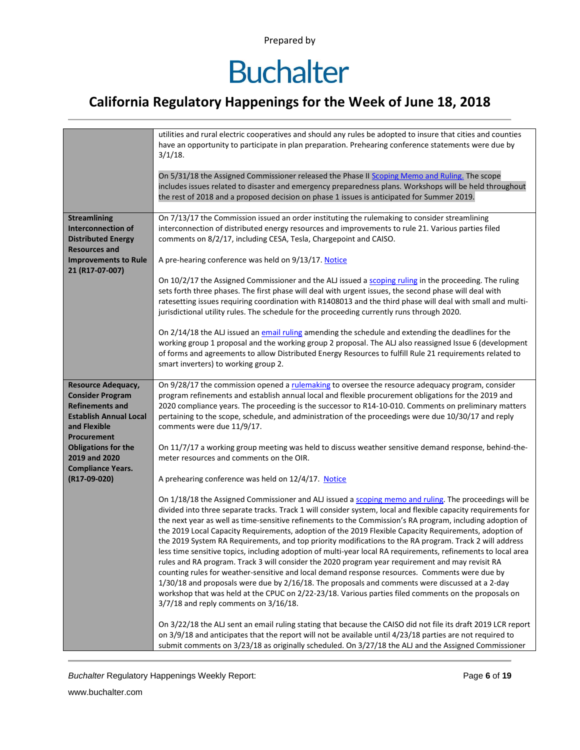| | |
|---|---|
| | utilities and rural electric cooperatives and should any rules be adopted to insure that cities and counties have an opportunity to participate in plan preparation. Prehearing conference statements were due by 3/1/18.<br><br>On 5/31/18 the Assigned Commissioner released the Phase II Scoping Memo and Ruling. The scope includes issues related to disaster and emergency preparedness plans. Workshops will be held throughout the rest of 2018 and a proposed decision on phase 1 issues is anticipated for Summer 2019. |
| **Streamlining Interconnection of Distributed Energy Resources and Improvements to Rule 21 (R17-07-007)** | On 7/13/17 the Commission issued an order instituting the rulemaking to consider streamlining interconnection of distributed energy resources and improvements to rule 21. Various parties filed comments on 8/2/17, including CESA, Tesla, Chargepoint and CAISO.<br><br>A pre-hearing conference was held on 9/13/17. Notice<br><br>On 10/2/17 the Assigned Commissioner and the ALJ issued a scoping ruling in the proceeding. The ruling sets forth three phases. The first phase will deal with urgent issues, the second phase will deal with ratesetting issues requiring coordination with R1408013 and the third phase will deal with small and multi-jurisdictional utility rules. The schedule for the proceeding currently runs through 2020.<br><br>On 2/14/18 the ALJ issued an email ruling amending the schedule and extending the deadlines for the working group 1 proposal and the working group 2 proposal. The ALJ also reassigned Issue 6 (development of forms and agreements to allow Distributed Energy Resources to fulfill Rule 21 requirements related to smart inverters) to working group 2. |
| **Resource Adequacy, Consider Program Refinements and Establish Annual Local and Flexible Procurement Obligations for the 2019 and 2020 Compliance Years. (R17-09-020)** | On 9/28/17 the commission opened a rulemaking to oversee the resource adequacy program, consider program refinements and establish annual local and flexible procurement obligations for the 2019 and 2020 compliance years. The proceeding is the successor to R14-10-010. Comments on preliminary matters pertaining to the scope, schedule, and administration of the proceedings were due 10/30/17 and reply comments were due 11/9/17.<br><br>On 11/7/17 a working group meeting was held to discuss weather sensitive demand response, behind-the-meter resources and comments on the OIR.<br><br>A prehearing conference was held on 12/4/17. Notice<br><br>On 1/18/18 the Assigned Commissioner and ALJ issued a scoping memo and ruling. The proceedings will be divided into three separate tracks. Track 1 will consider system, local and flexible capacity requirements for the next year as well as time-sensitive refinements to the Commission's RA program, including adoption of the 2019 Local Capacity Requirements, adoption of the 2019 Flexible Capacity Requirements, adoption of the 2019 System RA Requirements, and top priority modifications to the RA program. Track 2 will address less time sensitive topics, including adoption of multi-year local RA requirements, refinements to local area rules and RA program. Track 3 will consider the 2020 program year requirement and may revisit RA counting rules for weather-sensitive and local demand response resources. Comments were due by 1/30/18 and proposals were due by 2/16/18. The proposals and comments were discussed at a 2-day workshop that was held at the CPUC on 2/22-23/18. Various parties filed comments on the proposals on 3/7/18 and reply comments on 3/16/18.<br><br>On 3/22/18 the ALJ sent an email ruling stating that because the CAISO did not file its draft 2019 LCR report on 3/9/18 and anticipates that the report will not be available until 4/23/18 parties are not required to submit comments on 3/23/18 as originally scheduled. On 3/27/18 the ALJ and the Assigned Commissioner |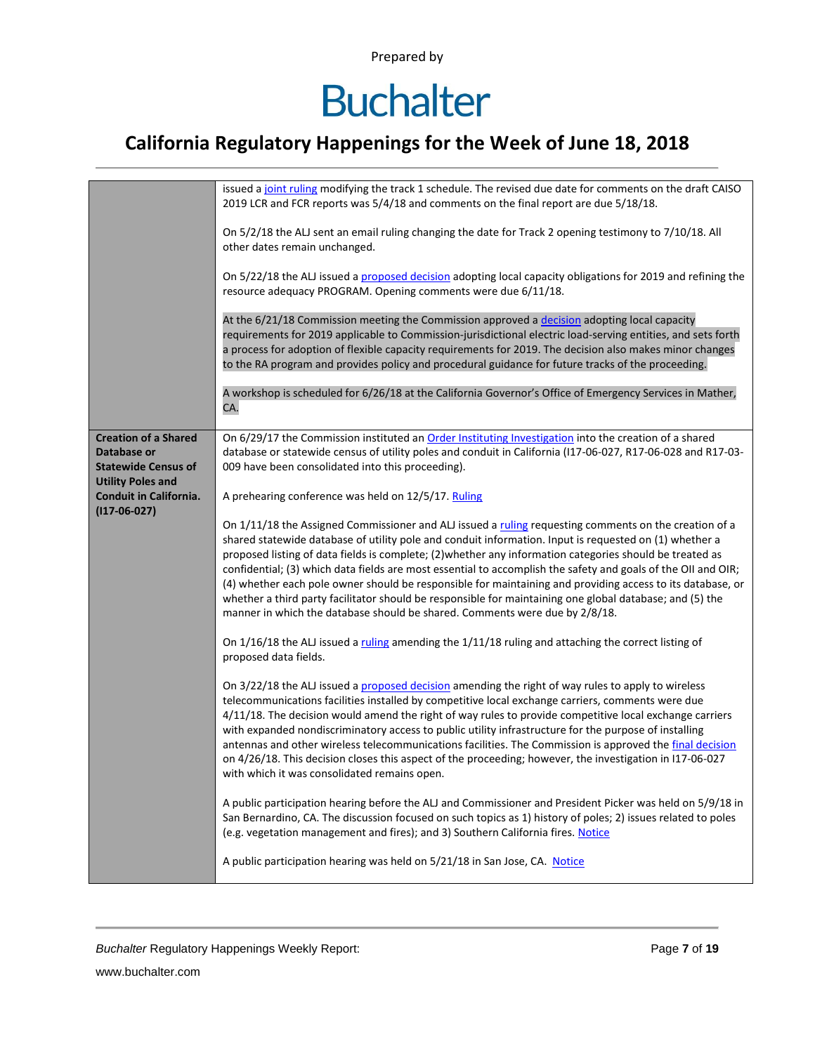| | |
|---|---|
| | issued a joint ruling modifying the track 1 schedule. The revised due date for comments on the draft CAISO 2019 LCR and FCR reports was 5/4/18 and comments on the final report are due 5/18/18.<br><br>On 5/2/18 the ALJ sent an email ruling changing the date for Track 2 opening testimony to 7/10/18. All other dates remain unchanged.<br><br>On 5/22/18 the ALJ issued a proposed decision adopting local capacity obligations for 2019 and refining the resource adequacy PROGRAM. Opening comments were due 6/11/18.<br><br>At the 6/21/18 Commission meeting the Commission approved a decision adopting local capacity requirements for 2019 applicable to Commission-jurisdictional electric load-serving entities, and sets forth a process for adoption of flexible capacity requirements for 2019. The decision also makes minor changes to the RA program and provides policy and procedural guidance for future tracks of the proceeding.<br><br>A workshop is scheduled for 6/26/18 at the California Governor's Office of Emergency Services in Mather, CA. |
| **Creation of a Shared Database or Statewide Census of Utility Poles and Conduit in California. (I17-06-027)** | On 6/29/17 the Commission instituted an Order Instituting Investigation into the creation of a shared database or statewide census of utility poles and conduit in California (I17-06-027, R17-06-028 and R17-03-009 have been consolidated into this proceeding).<br><br>A prehearing conference was held on 12/5/17. Ruling<br><br>On 1/11/18 the Assigned Commissioner and ALJ issued a ruling requesting comments on the creation of a shared statewide database of utility pole and conduit information. Input is requested on (1) whether a proposed listing of data fields is complete; (2)whether any information categories should be treated as confidential; (3) which data fields are most essential to accomplish the safety and goals of the OII and OIR; (4) whether each pole owner should be responsible for maintaining and providing access to its database, or whether a third party facilitator should be responsible for maintaining one global database; and (5) the manner in which the database should be shared. Comments were due by 2/8/18.<br><br>On 1/16/18 the ALJ issued a ruling amending the 1/11/18 ruling and attaching the correct listing of proposed data fields.<br><br>On 3/22/18 the ALJ issued a proposed decision amending the right of way rules to apply to wireless telecommunications facilities installed by competitive local exchange carriers, comments were due 4/11/18. The decision would amend the right of way rules to provide competitive local exchange carriers with expanded nondiscriminatory access to public utility infrastructure for the purpose of installing antennas and other wireless telecommunications facilities. The Commission is approved the final decision on 4/26/18. This decision closes this aspect of the proceeding; however, the investigation in I17-06-027 with which it was consolidated remains open.<br><br>A public participation hearing before the ALJ and Commissioner and President Picker was held on 5/9/18 in San Bernardino, CA. The discussion focused on such topics as 1) history of poles; 2) issues related to poles (e.g. vegetation management and fires); and 3) Southern California fires. Notice<br><br>A public participation hearing was held on 5/21/18 in San Jose, CA. Notice |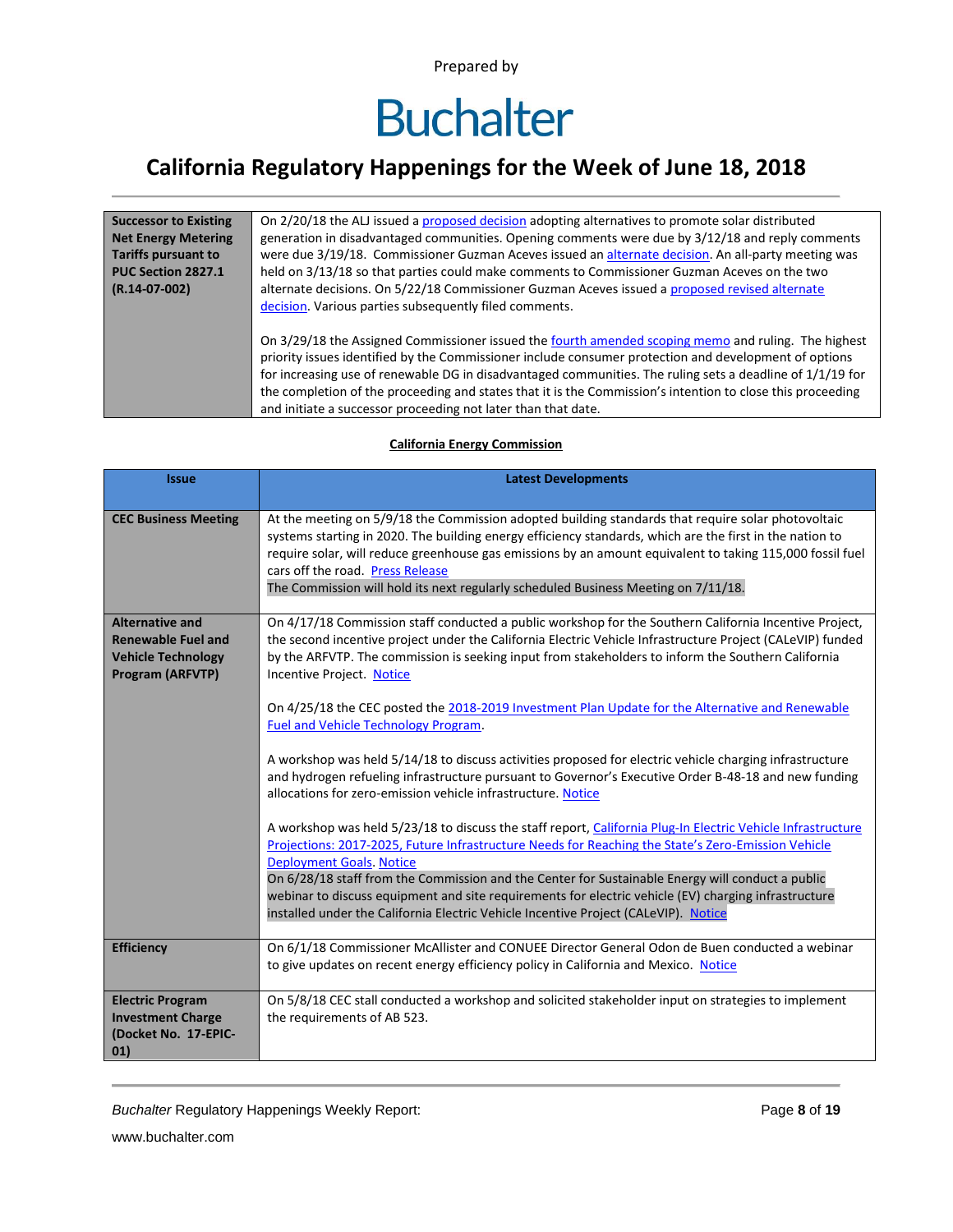Prepared by

# Buchalter

## California Regulatory Happenings for the Week of June 18, 2018

| | |
|---|---|
| **Successor to Existing Net Energy Metering Tariffs pursuant to PUC Section 2827.1 (R.14-07-002)** | On 2/20/18 the ALJ issued a proposed decision adopting alternatives to promote solar distributed generation in disadvantaged communities. Opening comments were due by 3/12/18 and reply comments were due 3/19/18. Commissioner Guzman Aceves issued an alternate decision. An all-party meeting was held on 3/13/18 so that parties could make comments to Commissioner Guzman Aceves on the two alternate decisions. On 5/22/18 Commissioner Guzman Aceves issued a proposed revised alternate decision. Various parties subsequently filed comments.<br><br>On 3/29/18 the Assigned Commissioner issued the fourth amended scoping memo and ruling. The highest priority issues identified by the Commissioner include consumer protection and development of options for increasing use of renewable DG in disadvantaged communities. The ruling sets a deadline of 1/1/19 for the completion of the proceeding and states that it is the Commission's intention to close this proceeding and initiate a successor proceeding not later than that date. |

**California Energy Commission**

| Issue | Latest Developments |
|---|---|
| **CEC Business Meeting** | At the meeting on 5/9/18 the Commission adopted building standards that require solar photovoltaic systems starting in 2020. The building energy efficiency standards, which are the first in the nation to require solar, will reduce greenhouse gas emissions by an amount equivalent to taking 115,000 fossil fuel cars off the road. Press Release<br>The Commission will hold its next regularly scheduled Business Meeting on 7/11/18. |
| **Alternative and Renewable Fuel and Vehicle Technology Program (ARFVTP)** | On 4/17/18 Commission staff conducted a public workshop for the Southern California Incentive Project, the second incentive project under the California Electric Vehicle Infrastructure Project (CALeVIP) funded by the ARFVTP. The commission is seeking input from stakeholders to inform the Southern California Incentive Project. Notice<br><br>On 4/25/18 the CEC posted the 2018-2019 Investment Plan Update for the Alternative and Renewable Fuel and Vehicle Technology Program.<br><br>A workshop was held 5/14/18 to discuss activities proposed for electric vehicle charging infrastructure and hydrogen refueling infrastructure pursuant to Governor's Executive Order B-48-18 and new funding allocations for zero-emission vehicle infrastructure. Notice<br><br>A workshop was held 5/23/18 to discuss the staff report, California Plug-In Electric Vehicle Infrastructure Projections: 2017-2025, Future Infrastructure Needs for Reaching the State's Zero-Emission Vehicle Deployment Goals. Notice<br>On 6/28/18 staff from the Commission and the Center for Sustainable Energy will conduct a public webinar to discuss equipment and site requirements for electric vehicle (EV) charging infrastructure installed under the California Electric Vehicle Incentive Project (CALeVIP). Notice |
| **Efficiency** | On 6/1/18 Commissioner McAllister and CONUEE Director General Odon de Buen conducted a webinar to give updates on recent energy efficiency policy in California and Mexico. Notice |
| **Electric Program Investment Charge (Docket No. 17-EPIC-01)** | On 5/8/18 CEC stall conducted a workshop and solicited stakeholder input on strategies to implement the requirements of AB 523. |

*Buchalter* Regulatory Happenings Weekly Report:

www.buchalter.com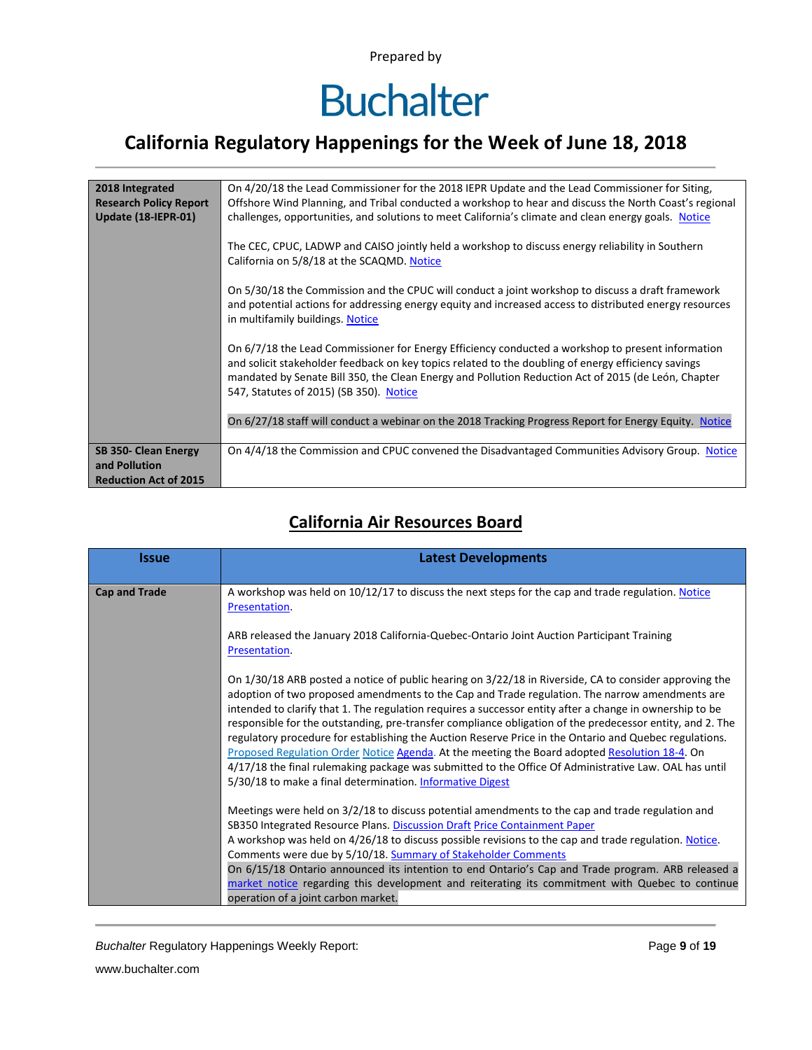Prepared by

# Buchalter

## California Regulatory Happenings for the Week of June 18, 2018

| | |
|---|---|
| **2018 Integrated Research Policy Report Update (18-IEPR-01)** | On 4/20/18 the Lead Commissioner for the 2018 IEPR Update and the Lead Commissioner for Siting, Offshore Wind Planning, and Tribal conducted a workshop to hear and discuss the North Coast's regional challenges, opportunities, and solutions to meet California's climate and clean energy goals. Notice<br><br>The CEC, CPUC, LADWP and CAISO jointly held a workshop to discuss energy reliability in Southern California on 5/8/18 at the SCAQMD. Notice<br><br>On 5/30/18 the Commission and the CPUC will conduct a joint workshop to discuss a draft framework and potential actions for addressing energy equity and increased access to distributed energy resources in multifamily buildings. Notice<br><br>On 6/7/18 the Lead Commissioner for Energy Efficiency conducted a workshop to present information and solicit stakeholder feedback on key topics related to the doubling of energy efficiency savings mandated by Senate Bill 350, the Clean Energy and Pollution Reduction Act of 2015 (de León, Chapter 547, Statutes of 2015) (SB 350). Notice<br><br>On 6/27/18 staff will conduct a webinar on the 2018 Tracking Progress Report for Energy Equity. Notice |
| **SB 350- Clean Energy and Pollution Reduction Act of 2015** | On 4/4/18 the Commission and CPUC convened the Disadvantaged Communities Advisory Group. Notice |

## California Air Resources Board

| Issue | Latest Developments |
|---|---|
| **Cap and Trade** | A workshop was held on 10/12/17 to discuss the next steps for the cap and trade regulation. Notice Presentation.<br><br>ARB released the January 2018 California-Quebec-Ontario Joint Auction Participant Training Presentation.<br><br>On 1/30/18 ARB posted a notice of public hearing on 3/22/18 in Riverside, CA to consider approving the adoption of two proposed amendments to the Cap and Trade regulation. The narrow amendments are intended to clarify that 1. The regulation requires a successor entity after a change in ownership to be responsible for the outstanding, pre-transfer compliance obligation of the predecessor entity, and 2. The regulatory procedure for establishing the Auction Reserve Price in the Ontario and Quebec regulations. Proposed Regulation Order Notice Agenda. At the meeting the Board adopted Resolution 18-4. On 4/17/18 the final rulemaking package was submitted to the Office Of Administrative Law. OAL has until 5/30/18 to make a final determination. Informative Digest<br><br>Meetings were held on 3/2/18 to discuss potential amendments to the cap and trade regulation and SB350 Integrated Resource Plans. Discussion Draft Price Containment Paper<br>A workshop was held on 4/26/18 to discuss possible revisions to the cap and trade regulation. Notice. Comments were due by 5/10/18. Summary of Stakeholder Comments<br>On 6/15/18 Ontario announced its intention to end Ontario's Cap and Trade program. ARB released a market notice regarding this development and reiterating its commitment with Quebec to continue operation of a joint carbon market. |

*Buchalter* Regulatory Happenings Weekly Report:

www.buchalter.com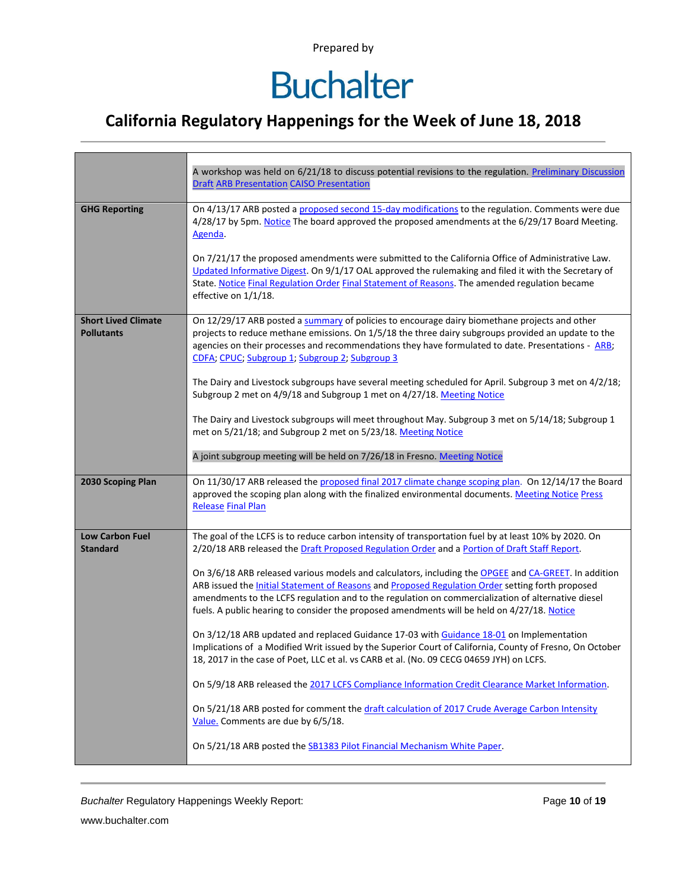Prepared by

# Buchalter

## California Regulatory Happenings for the Week of June 18, 2018

| | |
|---|---|
| | A workshop was held on 6/21/18 to discuss potential revisions to the regulation. Preliminary Discussion Draft ARB Presentation CAISO Presentation |
| **GHG Reporting** | On 4/13/17 ARB posted a proposed second 15-day modifications to the regulation. Comments were due 4/28/17 by 5pm. Notice The board approved the proposed amendments at the 6/29/17 Board Meeting. Agenda.<br><br>On 7/21/17 the proposed amendments were submitted to the California Office of Administrative Law. Updated Informative Digest. On 9/1/17 OAL approved the rulemaking and filed it with the Secretary of State. Notice Final Regulation Order Final Statement of Reasons. The amended regulation became effective on 1/1/18. |
| **Short Lived Climate Pollutants** | On 12/29/17 ARB posted a summary of policies to encourage dairy biomethane projects and other projects to reduce methane emissions. On 1/5/18 the three dairy subgroups provided an update to the agencies on their processes and recommendations they have formulated to date. Presentations - ARB; CDFA; CPUC; Subgroup 1; Subgroup 2; Subgroup 3<br><br>The Dairy and Livestock subgroups have several meeting scheduled for April. Subgroup 3 met on 4/2/18; Subgroup 2 met on 4/9/18 and Subgroup 1 met on 4/27/18. Meeting Notice<br><br>The Dairy and Livestock subgroups will meet throughout May. Subgroup 3 met on 5/14/18; Subgroup 1 met on 5/21/18; and Subgroup 2 met on 5/23/18. Meeting Notice<br><br>A joint subgroup meeting will be held on 7/26/18 in Fresno. Meeting Notice |
| **2030 Scoping Plan** | On 11/30/17 ARB released the proposed final 2017 climate change scoping plan. On 12/14/17 the Board approved the scoping plan along with the finalized environmental documents. Meeting Notice Press Release Final Plan |
| **Low Carbon Fuel Standard** | The goal of the LCFS is to reduce carbon intensity of transportation fuel by at least 10% by 2020. On 2/20/18 ARB released the Draft Proposed Regulation Order and a Portion of Draft Staff Report.<br><br>On 3/6/18 ARB released various models and calculators, including the OPGEE and CA-GREET. In addition ARB issued the Initial Statement of Reasons and Proposed Regulation Order setting forth proposed amendments to the LCFS regulation and to the regulation on commercialization of alternative diesel fuels. A public hearing to consider the proposed amendments will be held on 4/27/18. Notice<br><br>On 3/12/18 ARB updated and replaced Guidance 17-03 with Guidance 18-01 on Implementation Implications of a Modified Writ issued by the Superior Court of California, County of Fresno, On October 18, 2017 in the case of Poet, LLC et al. vs CARB et al. (No. 09 CECG 04659 JYH) on LCFS.<br><br>On 5/9/18 ARB released the 2017 LCFS Compliance Information Credit Clearance Market Information.<br><br>On 5/21/18 ARB posted for comment the draft calculation of 2017 Crude Average Carbon Intensity Value. Comments are due by 6/5/18.<br><br>On 5/21/18 ARB posted the SB1383 Pilot Financial Mechanism White Paper. |

*Buchalter* Regulatory Happenings Weekly Report:

www.buchalter.com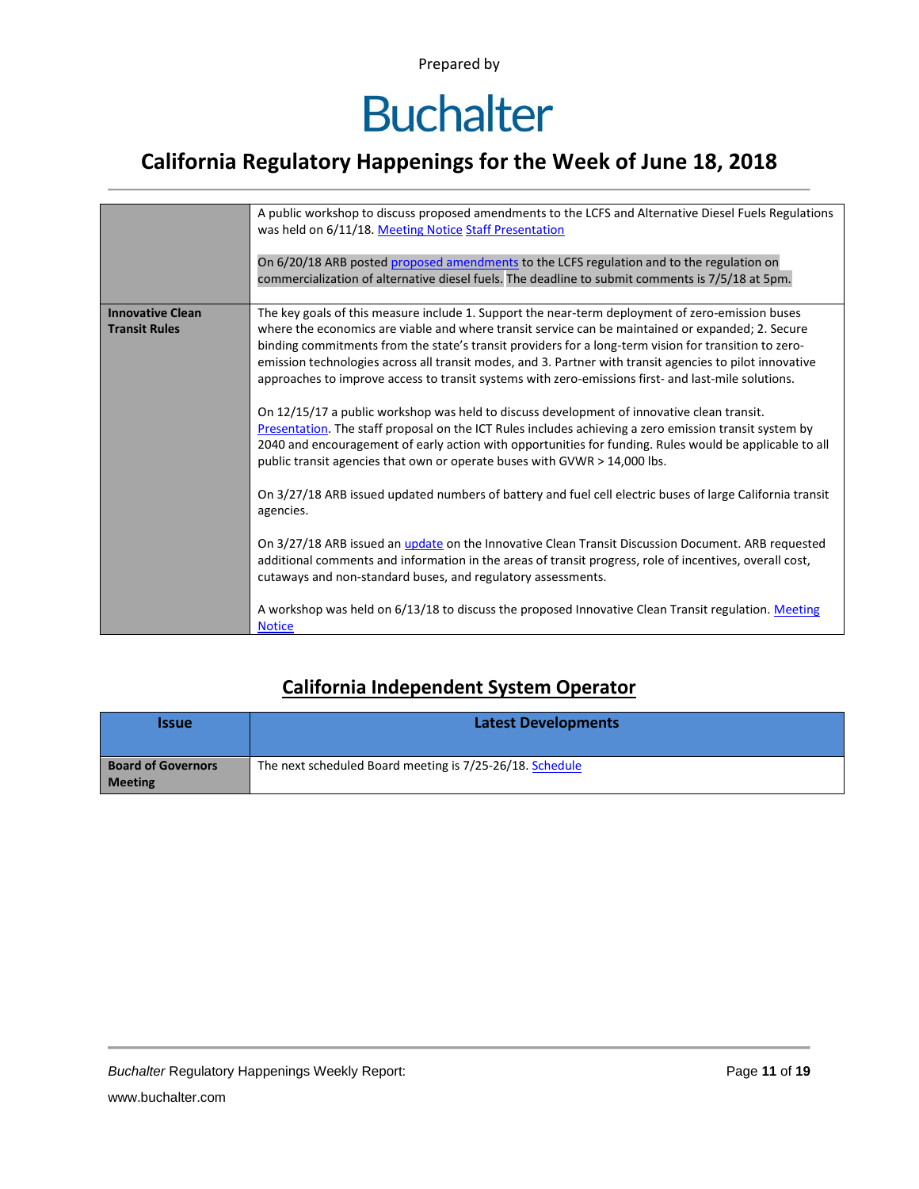| | |
|---|---|
| | A public workshop to discuss proposed amendments to the LCFS and Alternative Diesel Fuels Regulations was held on 6/11/18. Meeting Notice Staff Presentation<br><br>On 6/20/18 ARB posted proposed amendments to the LCFS regulation and to the regulation on commercialization of alternative diesel fuels. The deadline to submit comments is 7/5/18 at 5pm. |
| **Innovative Clean Transit Rules** | The key goals of this measure include 1. Support the near-term deployment of zero-emission buses where the economics are viable and where transit service can be maintained or expanded; 2. Secure binding commitments from the state's transit providers for a long-term vision for transition to zero-emission technologies across all transit modes, and 3. Partner with transit agencies to pilot innovative approaches to improve access to transit systems with zero-emissions first- and last-mile solutions.<br><br>On 12/15/17 a public workshop was held to discuss development of innovative clean transit. Presentation. The staff proposal on the ICT Rules includes achieving a zero emission transit system by 2040 and encouragement of early action with opportunities for funding. Rules would be applicable to all public transit agencies that own or operate buses with GVWR > 14,000 lbs.<br><br>On 3/27/18 ARB issued updated numbers of battery and fuel cell electric buses of large California transit agencies.<br><br>On 3/27/18 ARB issued an update on the Innovative Clean Transit Discussion Document. ARB requested additional comments and information in the areas of transit progress, role of incentives, overall cost, cutaways and non-standard buses, and regulatory assessments.<br><br>A workshop was held on 6/13/18 to discuss the proposed Innovative Clean Transit regulation. Meeting Notice |

## California Independent System Operator

| Issue | Latest Developments |
|---|---|
| **Board of Governors Meeting** | The next scheduled Board meeting is 7/25-26/18. Schedule |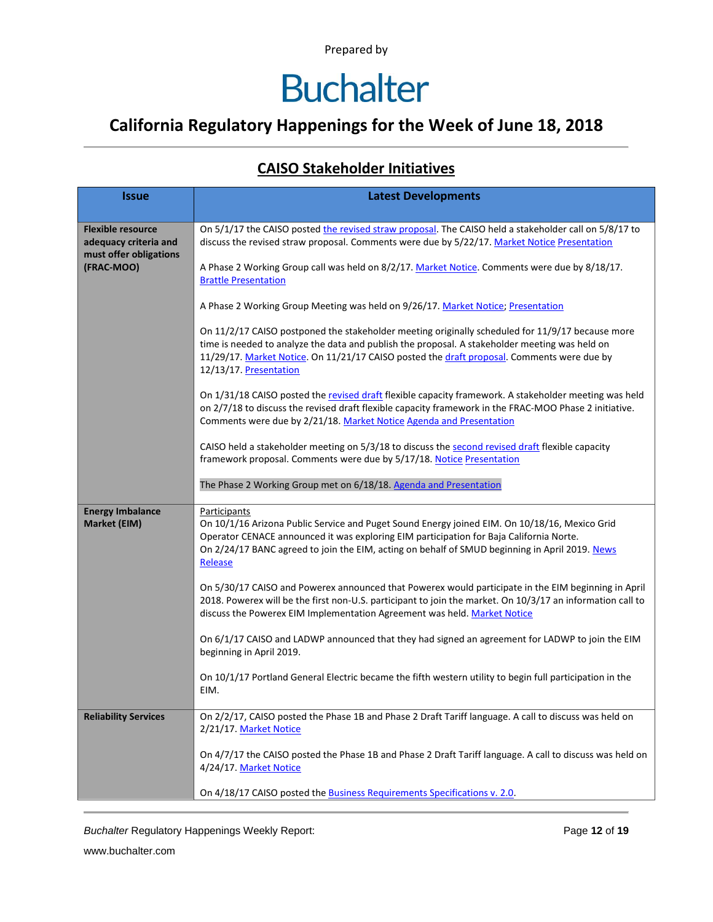Prepared by

# Buchalter

## California Regulatory Happenings for the Week of June 18, 2018

### CAISO Stakeholder Initiatives

| Issue | Latest Developments |
|---|---|
| **Flexible resource adequacy criteria and must offer obligations (FRAC-MOO)** | On 5/1/17 the CAISO posted the revised straw proposal. The CAISO held a stakeholder call on 5/8/17 to discuss the revised straw proposal. Comments were due by 5/22/17. Market Notice Presentation<br><br>A Phase 2 Working Group call was held on 8/2/17. Market Notice. Comments were due by 8/18/17. Brattle Presentation<br><br>A Phase 2 Working Group Meeting was held on 9/26/17. Market Notice; Presentation<br><br>On 11/2/17 CAISO postponed the stakeholder meeting originally scheduled for 11/9/17 because more time is needed to analyze the data and publish the proposal. A stakeholder meeting was held on 11/29/17. Market Notice. On 11/21/17 CAISO posted the draft proposal. Comments were due by 12/13/17. Presentation<br><br>On 1/31/18 CAISO posted the revised draft flexible capacity framework. A stakeholder meeting was held on 2/7/18 to discuss the revised draft flexible capacity framework in the FRAC-MOO Phase 2 initiative. Comments were due by 2/21/18. Market Notice Agenda and Presentation<br><br>CAISO held a stakeholder meeting on 5/3/18 to discuss the second revised draft flexible capacity framework proposal. Comments were due by 5/17/18. Notice Presentation<br><br>The Phase 2 Working Group met on 6/18/18. Agenda and Presentation |
| **Energy Imbalance Market (EIM)** | Participants<br>On 10/1/16 Arizona Public Service and Puget Sound Energy joined EIM. On 10/18/16, Mexico Grid Operator CENACE announced it was exploring EIM participation for Baja California Norte.<br>On 2/24/17 BANC agreed to join the EIM, acting on behalf of SMUD beginning in April 2019. News Release<br><br>On 5/30/17 CAISO and Powerex announced that Powerex would participate in the EIM beginning in April 2018. Powerex will be the first non-U.S. participant to join the market. On 10/3/17 an information call to discuss the Powerex EIM Implementation Agreement was held. Market Notice<br><br>On 6/1/17 CAISO and LADWP announced that they had signed an agreement for LADWP to join the EIM beginning in April 2019.<br><br>On 10/1/17 Portland General Electric became the fifth western utility to begin full participation in the EIM. |
| **Reliability Services** | On 2/2/17, CAISO posted the Phase 1B and Phase 2 Draft Tariff language. A call to discuss was held on 2/21/17. Market Notice<br><br>On 4/7/17 the CAISO posted the Phase 1B and Phase 2 Draft Tariff language. A call to discuss was held on 4/24/17. Market Notice<br><br>On 4/18/17 CAISO posted the Business Requirements Specifications v. 2.0. |

*Buchalter* Regulatory Happenings Weekly Report:

www.buchalter.com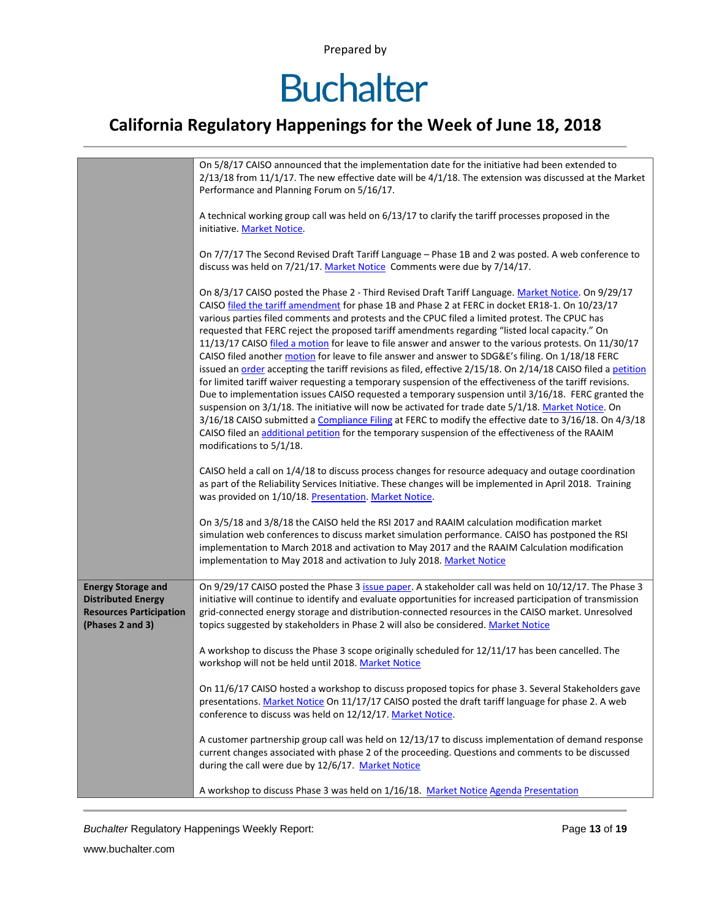| | |
|---|---|
| | On 5/8/17 CAISO announced that the implementation date for the initiative had been extended to 2/13/18 from 11/1/17. The new effective date will be 4/1/18. The extension was discussed at the Market Performance and Planning Forum on 5/16/17.<br><br>A technical working group call was held on 6/13/17 to clarify the tariff processes proposed in the initiative. Market Notice.<br><br>On 7/7/17 The Second Revised Draft Tariff Language – Phase 1B and 2 was posted. A web conference to discuss was held on 7/21/17. Market Notice Comments were due by 7/14/17.<br><br>On 8/3/17 CAISO posted the Phase 2 - Third Revised Draft Tariff Language. Market Notice. On 9/29/17 CAISO filed the tariff amendment for phase 1B and Phase 2 at FERC in docket ER18-1. On 10/23/17 various parties filed comments and protests and the CPUC filed a limited protest. The CPUC has requested that FERC reject the proposed tariff amendments regarding "listed local capacity." On 11/13/17 CAISO filed a motion for leave to file answer and answer to the various protests. On 11/30/17 CAISO filed another motion for leave to file answer and answer to SDG&E's filing. On 1/18/18 FERC issued an order accepting the tariff revisions as filed, effective 2/15/18. On 2/14/18 CAISO filed a petition for limited tariff waiver requesting a temporary suspension of the effectiveness of the tariff revisions. Due to implementation issues CAISO requested a temporary suspension until 3/16/18. FERC granted the suspension on 3/1/18. The initiative will now be activated for trade date 5/1/18. Market Notice. On 3/16/18 CAISO submitted a Compliance Filing at FERC to modify the effective date to 3/16/18. On 4/3/18 CAISO filed an additional petition for the temporary suspension of the effectiveness of the RAAIM modifications to 5/1/18.<br><br>CAISO held a call on 1/4/18 to discuss process changes for resource adequacy and outage coordination as part of the Reliability Services Initiative. These changes will be implemented in April 2018. Training was provided on 1/10/18. Presentation. Market Notice.<br><br>On 3/5/18 and 3/8/18 the CAISO held the RSI 2017 and RAAIM calculation modification market simulation web conferences to discuss market simulation performance. CAISO has postponed the RSI implementation to March 2018 and activation to May 2017 and the RAAIM Calculation modification implementation to May 2018 and activation to July 2018. Market Notice |
| **Energy Storage and Distributed Energy Resources Participation (Phases 2 and 3)** | On 9/29/17 CAISO posted the Phase 3 issue paper. A stakeholder call was held on 10/12/17. The Phase 3 initiative will continue to identify and evaluate opportunities for increased participation of transmission grid-connected energy storage and distribution-connected resources in the CAISO market. Unresolved topics suggested by stakeholders in Phase 2 will also be considered. Market Notice<br><br>A workshop to discuss the Phase 3 scope originally scheduled for 12/11/17 has been cancelled. The workshop will not be held until 2018. Market Notice<br><br>On 11/6/17 CAISO hosted a workshop to discuss proposed topics for phase 3. Several Stakeholders gave presentations. Market Notice On 11/17/17 CAISO posted the draft tariff language for phase 2. A web conference to discuss was held on 12/12/17. Market Notice.<br><br>A customer partnership group call was held on 12/13/17 to discuss implementation of demand response current changes associated with phase 2 of the proceeding. Questions and comments to be discussed during the call were due by 12/6/17. Market Notice<br><br>A workshop to discuss Phase 3 was held on 1/16/18. Market Notice Agenda Presentation |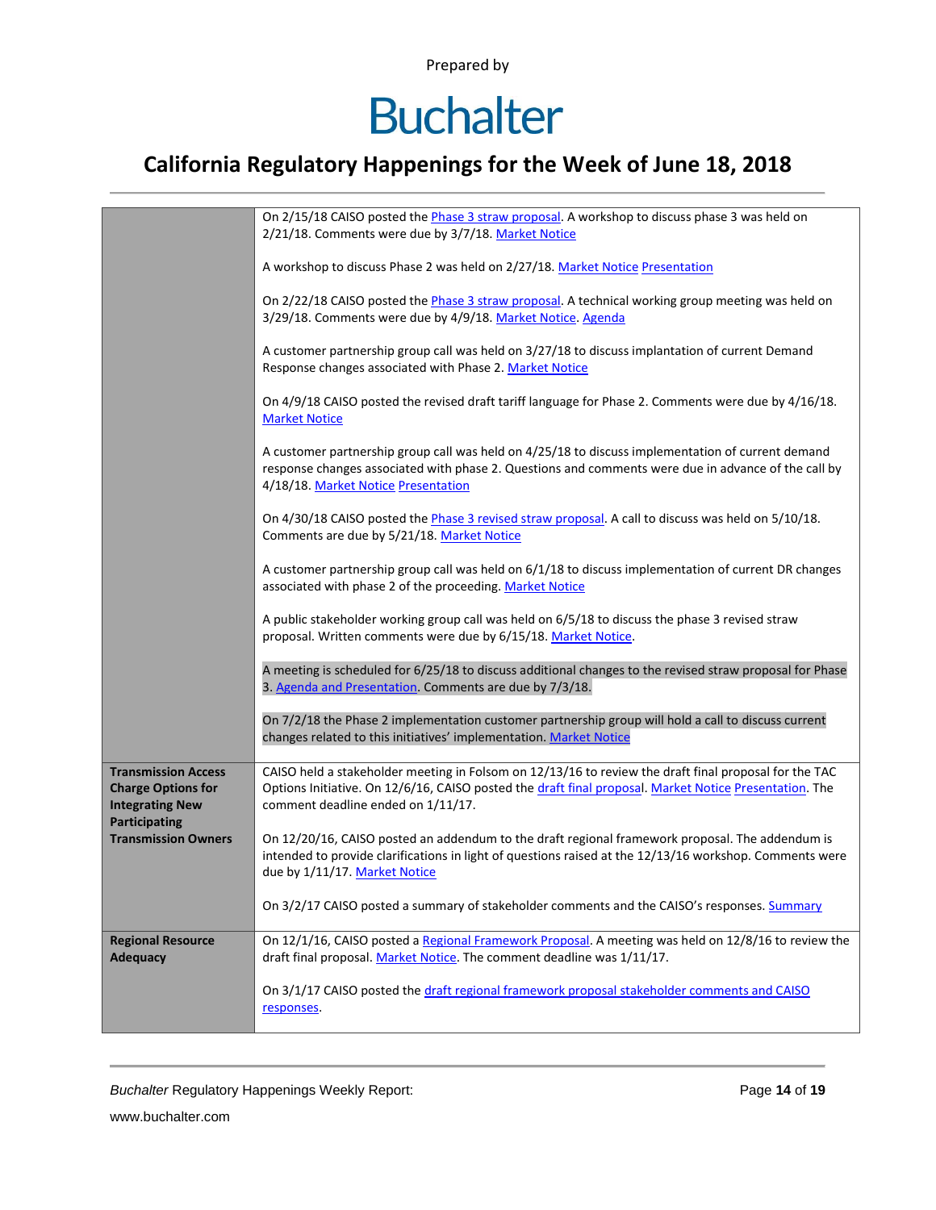| | |
|---|---|
| | On 2/15/18 CAISO posted the Phase 3 straw proposal. A workshop to discuss phase 3 was held on 2/21/18. Comments were due by 3/7/18. Market Notice<br><br>A workshop to discuss Phase 2 was held on 2/27/18. Market Notice Presentation<br><br>On 2/22/18 CAISO posted the Phase 3 straw proposal. A technical working group meeting was held on 3/29/18. Comments were due by 4/9/18. Market Notice. Agenda<br><br>A customer partnership group call was held on 3/27/18 to discuss implantation of current Demand Response changes associated with Phase 2. Market Notice<br><br>On 4/9/18 CAISO posted the revised draft tariff language for Phase 2. Comments were due by 4/16/18. Market Notice<br><br>A customer partnership group call was held on 4/25/18 to discuss implementation of current demand response changes associated with phase 2. Questions and comments were due in advance of the call by 4/18/18. Market Notice Presentation<br><br>On 4/30/18 CAISO posted the Phase 3 revised straw proposal. A call to discuss was held on 5/10/18. Comments are due by 5/21/18. Market Notice<br><br>A customer partnership group call was held on 6/1/18 to discuss implementation of current DR changes associated with phase 2 of the proceeding. Market Notice<br><br>A public stakeholder working group call was held on 6/5/18 to discuss the phase 3 revised straw proposal. Written comments were due by 6/15/18. Market Notice.<br><br>A meeting is scheduled for 6/25/18 to discuss additional changes to the revised straw proposal for Phase 3. Agenda and Presentation. Comments are due by 7/3/18.<br><br>On 7/2/18 the Phase 2 implementation customer partnership group will hold a call to discuss current changes related to this initiatives' implementation. Market Notice |
| **Transmission Access Charge Options for Integrating New Participating Transmission Owners** | CAISO held a stakeholder meeting in Folsom on 12/13/16 to review the draft final proposal for the TAC Options Initiative. On 12/6/16, CAISO posted the draft final proposal. Market Notice Presentation. The comment deadline ended on 1/11/17.<br><br>On 12/20/16, CAISO posted an addendum to the draft regional framework proposal. The addendum is intended to provide clarifications in light of questions raised at the 12/13/16 workshop. Comments were due by 1/11/17. Market Notice<br><br>On 3/2/17 CAISO posted a summary of stakeholder comments and the CAISO's responses. Summary |
| **Regional Resource Adequacy** | On 12/1/16, CAISO posted a Regional Framework Proposal. A meeting was held on 12/8/16 to review the draft final proposal. Market Notice. The comment deadline was 1/11/17.<br><br>On 3/1/17 CAISO posted the draft regional framework proposal stakeholder comments and CAISO responses. |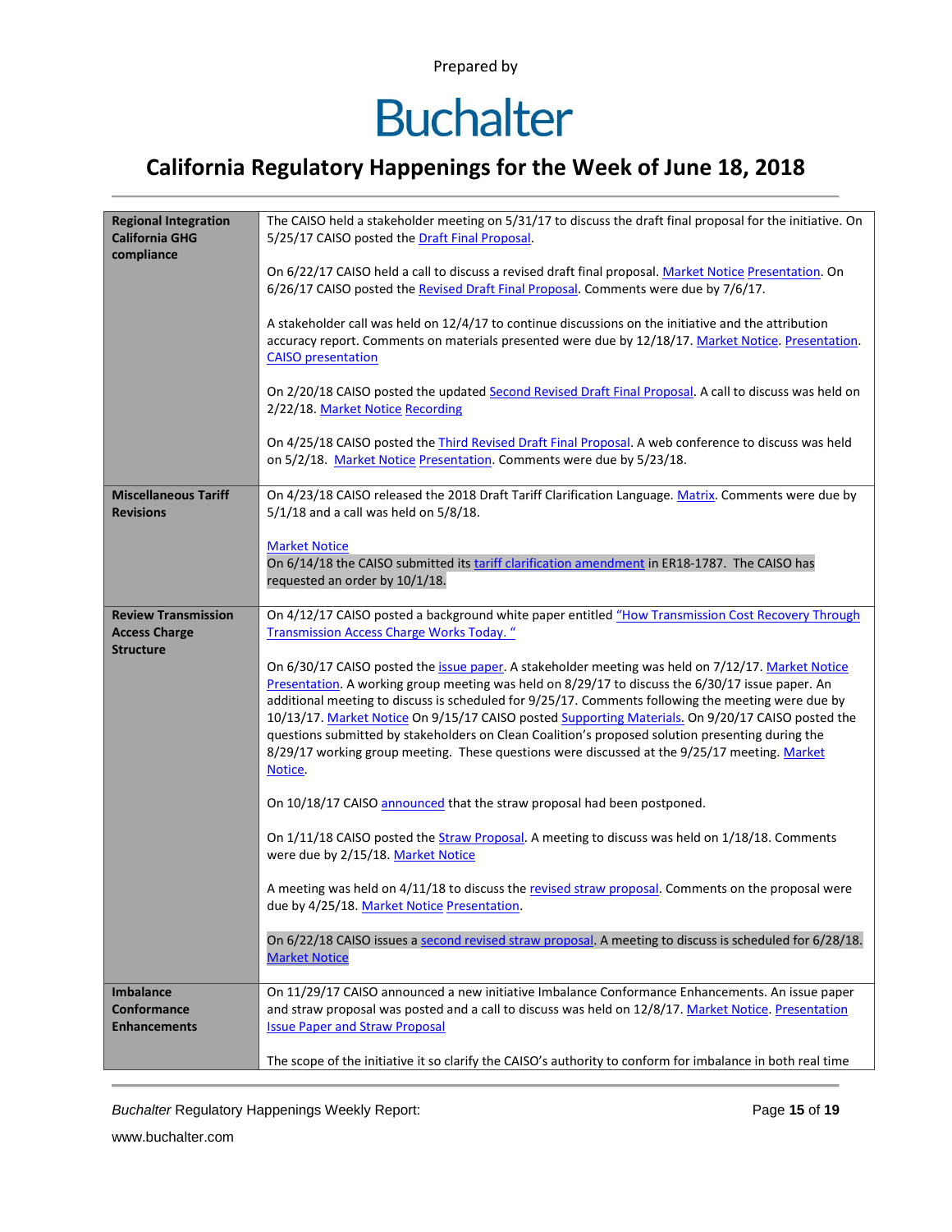Prepared by

# Buchalter

## California Regulatory Happenings for the Week of June 18, 2018

| | |
|---|---|
| **Regional Integration California GHG compliance** | The CAISO held a stakeholder meeting on 5/31/17 to discuss the draft final proposal for the initiative. On 5/25/17 CAISO posted the Draft Final Proposal.<br><br>On 6/22/17 CAISO held a call to discuss a revised draft final proposal. Market Notice Presentation. On 6/26/17 CAISO posted the Revised Draft Final Proposal. Comments were due by 7/6/17.<br><br>A stakeholder call was held on 12/4/17 to continue discussions on the initiative and the attribution accuracy report. Comments on materials presented were due by 12/18/17. Market Notice. Presentation. CAISO presentation<br><br>On 2/20/18 CAISO posted the updated Second Revised Draft Final Proposal. A call to discuss was held on 2/22/18. Market Notice Recording<br><br>On 4/25/18 CAISO posted the Third Revised Draft Final Proposal. A web conference to discuss was held on 5/2/18. Market Notice Presentation. Comments were due by 5/23/18. |
| **Miscellaneous Tariff Revisions** | On 4/23/18 CAISO released the 2018 Draft Tariff Clarification Language. Matrix. Comments were due by 5/1/18 and a call was held on 5/8/18.<br><br>Market Notice<br>On 6/14/18 the CAISO submitted its tariff clarification amendment in ER18-1787. The CAISO has requested an order by 10/1/18. |
| **Review Transmission Access Charge Structure** | On 4/12/17 CAISO posted a background white paper entitled "How Transmission Cost Recovery Through Transmission Access Charge Works Today. "<br><br>On 6/30/17 CAISO posted the issue paper. A stakeholder meeting was held on 7/12/17. Market Notice Presentation. A working group meeting was held on 8/29/17 to discuss the 6/30/17 issue paper. An additional meeting to discuss is scheduled for 9/25/17. Comments following the meeting were due by 10/13/17. Market Notice On 9/15/17 CAISO posted Supporting Materials. On 9/20/17 CAISO posted the questions submitted by stakeholders on Clean Coalition's proposed solution presenting during the 8/29/17 working group meeting. These questions were discussed at the 9/25/17 meeting. Market Notice.<br><br>On 10/18/17 CAISO announced that the straw proposal had been postponed.<br><br>On 1/11/18 CAISO posted the Straw Proposal. A meeting to discuss was held on 1/18/18. Comments were due by 2/15/18. Market Notice<br><br>A meeting was held on 4/11/18 to discuss the revised straw proposal. Comments on the proposal were due by 4/25/18. Market Notice Presentation.<br><br>On 6/22/18 CAISO issues a second revised straw proposal. A meeting to discuss is scheduled for 6/28/18. Market Notice |
| **Imbalance Conformance Enhancements** | On 11/29/17 CAISO announced a new initiative Imbalance Conformance Enhancements. An issue paper and straw proposal was posted and a call to discuss was held on 12/8/17. Market Notice. Presentation Issue Paper and Straw Proposal<br><br>The scope of the initiative it so clarify the CAISO's authority to conform for imbalance in both real time |

*Buchalter* Regulatory Happenings Weekly Report:

www.buchalter.com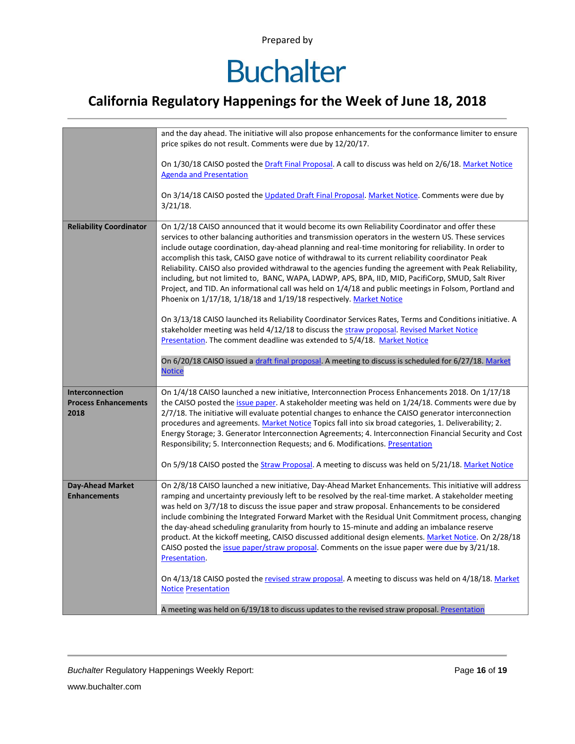| | |
|---|---|
| | and the day ahead. The initiative will also propose enhancements for the conformance limiter to ensure price spikes do not result. Comments were due by 12/20/17.<br><br>On 1/30/18 CAISO posted the Draft Final Proposal. A call to discuss was held on 2/6/18. Market Notice Agenda and Presentation<br><br>On 3/14/18 CAISO posted the Updated Draft Final Proposal. Market Notice. Comments were due by 3/21/18. |
| **Reliability Coordinator** | On 1/2/18 CAISO announced that it would become its own Reliability Coordinator and offer these services to other balancing authorities and transmission operators in the western US. These services include outage coordination, day-ahead planning and real-time monitoring for reliability. In order to accomplish this task, CAISO gave notice of withdrawal to its current reliability coordinator Peak Reliability. CAISO also provided withdrawal to the agencies funding the agreement with Peak Reliability, including, but not limited to, BANC, WAPA, LADWP, APS, BPA, IID, MID, PacifiCorp, SMUD, Salt River Project, and TID. An informational call was held on 1/4/18 and public meetings in Folsom, Portland and Phoenix on 1/17/18, 1/18/18 and 1/19/18 respectively. Market Notice<br><br>On 3/13/18 CAISO launched its Reliability Coordinator Services Rates, Terms and Conditions initiative. A stakeholder meeting was held 4/12/18 to discuss the straw proposal. Revised Market Notice Presentation. The comment deadline was extended to 5/4/18. Market Notice<br><br>On 6/20/18 CAISO issued a draft final proposal. A meeting to discuss is scheduled for 6/27/18. Market Notice |
| **Interconnection Process Enhancements 2018** | On 1/4/18 CAISO launched a new initiative, Interconnection Process Enhancements 2018. On 1/17/18 the CAISO posted the issue paper. A stakeholder meeting was held on 1/24/18. Comments were due by 2/7/18. The initiative will evaluate potential changes to enhance the CAISO generator interconnection procedures and agreements. Market Notice Topics fall into six broad categories, 1. Deliverability; 2. Energy Storage; 3. Generator Interconnection Agreements; 4. Interconnection Financial Security and Cost Responsibility; 5. Interconnection Requests; and 6. Modifications. Presentation<br><br>On 5/9/18 CAISO posted the Straw Proposal. A meeting to discuss was held on 5/21/18. Market Notice |
| **Day-Ahead Market Enhancements** | On 2/8/18 CAISO launched a new initiative, Day-Ahead Market Enhancements. This initiative will address ramping and uncertainty previously left to be resolved by the real-time market. A stakeholder meeting was held on 3/7/18 to discuss the issue paper and straw proposal. Enhancements to be considered include combining the Integrated Forward Market with the Residual Unit Commitment process, changing the day-ahead scheduling granularity from hourly to 15-minute and adding an imbalance reserve product. At the kickoff meeting, CAISO discussed additional design elements. Market Notice. On 2/28/18 CAISO posted the issue paper/straw proposal. Comments on the issue paper were due by 3/21/18. Presentation.<br><br>On 4/13/18 CAISO posted the revised straw proposal. A meeting to discuss was held on 4/18/18. Market Notice Presentation<br><br>A meeting was held on 6/19/18 to discuss updates to the revised straw proposal. Presentation |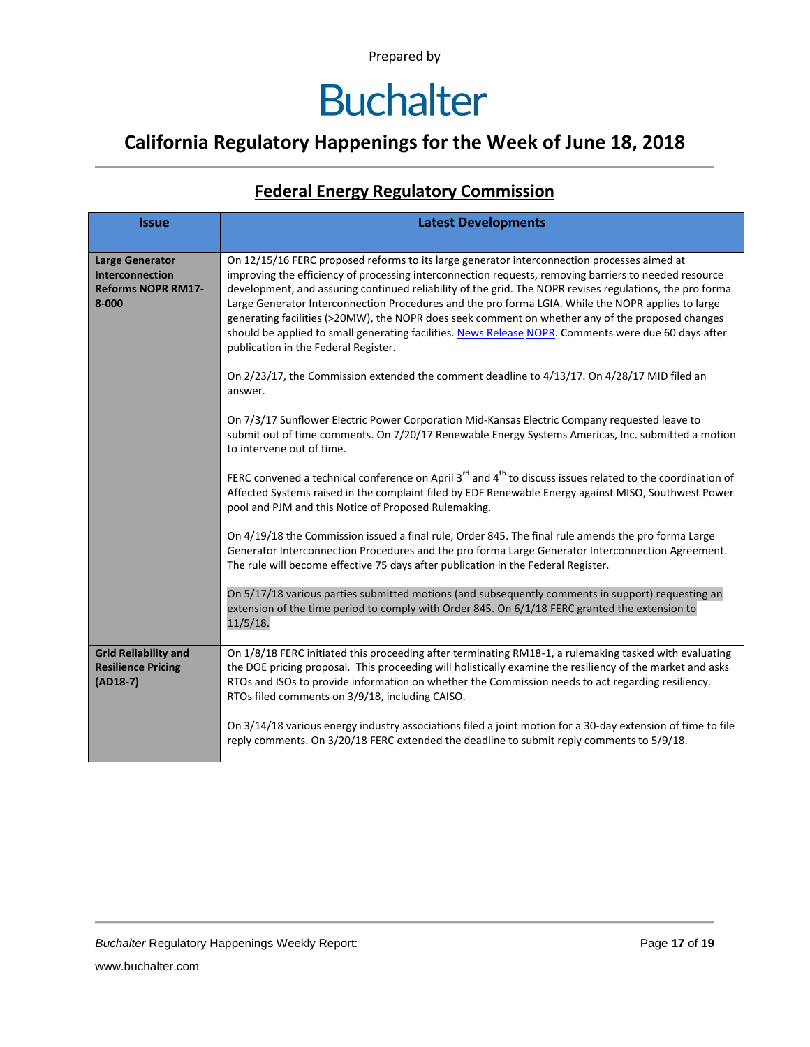Prepared by

# Buchalter

## California Regulatory Happenings for the Week of June 18, 2018

### Federal Energy Regulatory Commission

| Issue | Latest Developments |
|---|---|
| **Large Generator Interconnection Reforms NOPR RM17-8-000** | On 12/15/16 FERC proposed reforms to its large generator interconnection processes aimed at improving the efficiency of processing interconnection requests, removing barriers to needed resource development, and assuring continued reliability of the grid. The NOPR revises regulations, the pro forma Large Generator Interconnection Procedures and the pro forma LGIA. While the NOPR applies to large generating facilities (>20MW), the NOPR does seek comment on whether any of the proposed changes should be applied to small generating facilities. News Release NOPR. Comments were due 60 days after publication in the Federal Register.<br><br>On 2/23/17, the Commission extended the comment deadline to 4/13/17. On 4/28/17 MID filed an answer.<br><br>On 7/3/17 Sunflower Electric Power Corporation Mid-Kansas Electric Company requested leave to submit out of time comments. On 7/20/17 Renewable Energy Systems Americas, Inc. submitted a motion to intervene out of time.<br><br>FERC convened a technical conference on April 3rd and 4th to discuss issues related to the coordination of Affected Systems raised in the complaint filed by EDF Renewable Energy against MISO, Southwest Power pool and PJM and this Notice of Proposed Rulemaking.<br><br>On 4/19/18 the Commission issued a final rule, Order 845. The final rule amends the pro forma Large Generator Interconnection Procedures and the pro forma Large Generator Interconnection Agreement. The rule will become effective 75 days after publication in the Federal Register.<br><br>On 5/17/18 various parties submitted motions (and subsequently comments in support) requesting an extension of the time period to comply with Order 845. On 6/1/18 FERC granted the extension to 11/5/18. |
| **Grid Reliability and Resilience Pricing (AD18-7)** | On 1/8/18 FERC initiated this proceeding after terminating RM18-1, a rulemaking tasked with evaluating the DOE pricing proposal. This proceeding will holistically examine the resiliency of the market and asks RTOs and ISOs to provide information on whether the Commission needs to act regarding resiliency. RTOs filed comments on 3/9/18, including CAISO.<br><br>On 3/14/18 various energy industry associations filed a joint motion for a 30-day extension of time to file reply comments. On 3/20/18 FERC extended the deadline to submit reply comments to 5/9/18. |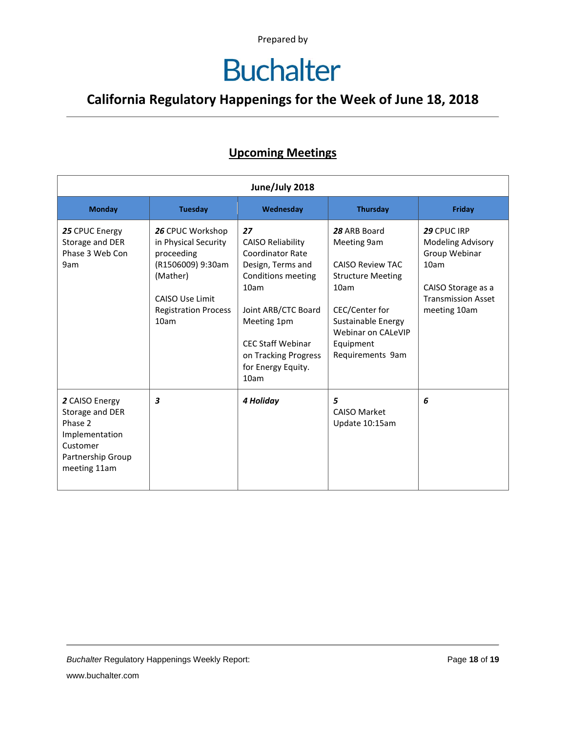Prepared by

# Buchalter

## California Regulatory Happenings for the Week of June 18, 2018

### Upcoming Meetings

| June/July 2018 | | | | |
|---|---|---|---|---|
| **Monday** | **Tuesday** | **Wednesday** | **Thursday** | **Friday** |
| ***25*** CPUC Energy Storage and DER Phase 3 Web Con 9am | ***26*** CPUC Workshop in Physical Security proceeding (R1506009) 9:30am (Mather)<br><br>CAISO Use Limit Registration Process 10am | ***27***<br>CAISO Reliability Coordinator Rate Design, Terms and Conditions meeting 10am<br><br>Joint ARB/CTC Board Meeting 1pm<br><br>CEC Staff Webinar on Tracking Progress for Energy Equity. 10am | ***28*** ARB Board Meeting 9am<br><br>CAISO Review TAC Structure Meeting 10am<br><br>CEC/Center for Sustainable Energy Webinar on CALeVIP Equipment Requirements 9am | ***29*** CPUC IRP Modeling Advisory Group Webinar 10am<br><br>CAISO Storage as a Transmission Asset meeting 10am |
| ***2*** CAISO Energy Storage and DER Phase 2 Implementation Customer Partnership Group meeting 11am | ***3*** | ***4 Holiday*** | ***5***<br>CAISO Market Update 10:15am | ***6*** |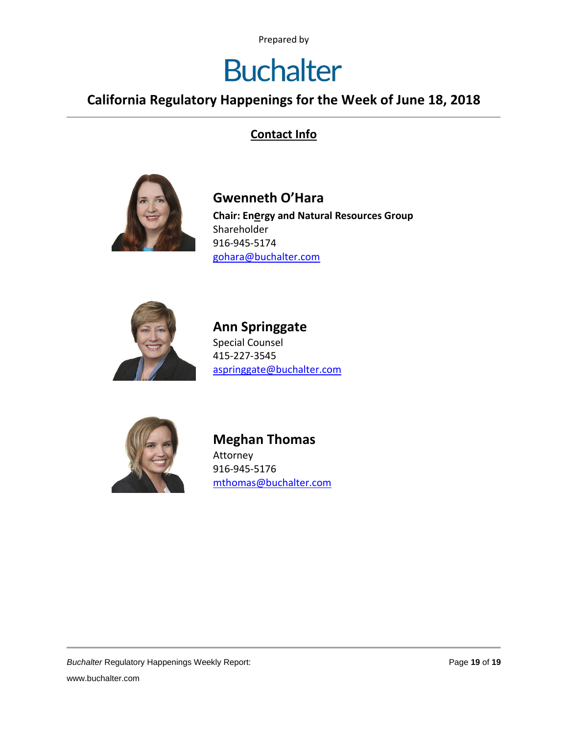Prepared by

# Buchalter

## California Regulatory Happenings for the Week of June 18, 2018

### Contact Info

### Gwenneth O'Hara

**Chair: Energy and Natural Resources Group**
Shareholder
916-945-5174
gohara@buchalter.com

### Ann Springgate

Special Counsel
415-227-3545
aspringgate@buchalter.com

### Meghan Thomas

Attorney
916-945-5176
mthomas@buchalter.com